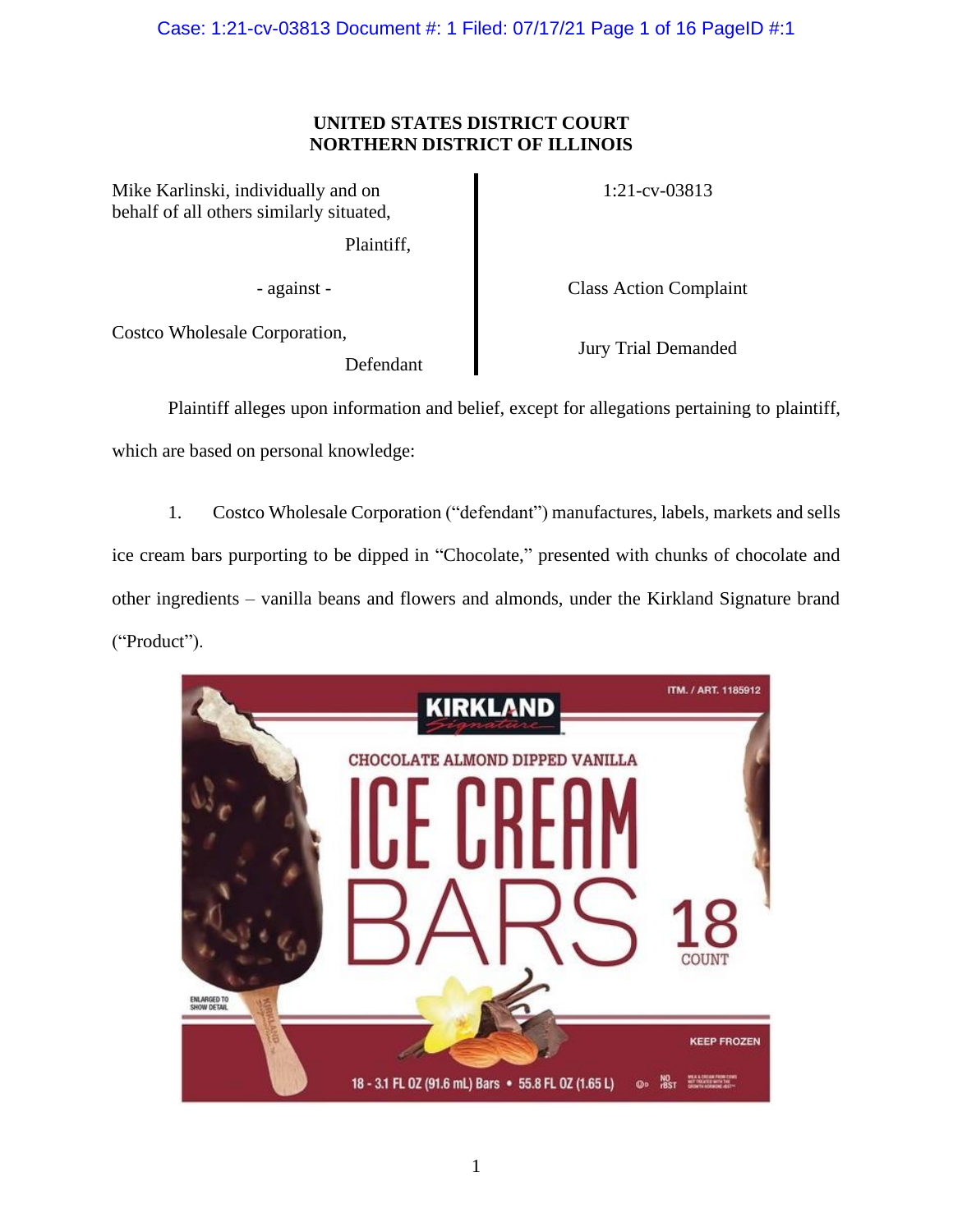**UNITED STATES DISTRICT COURT**
**NORTHERN DISTRICT OF ILLINOIS**

| | |
|---|---|
| Mike Karlinski, individually and on behalf of all others similarly situated, Plaintiff, | 1:21-cv-03813 |
| - against - | Class Action Complaint |
| Costco Wholesale Corporation, Defendant | Jury Trial Demanded |

Plaintiff alleges upon information and belief, except for allegations pertaining to plaintiff, which are based on personal knowledge:

1. Costco Wholesale Corporation ("defendant") manufactures, labels, markets and sells ice cream bars purporting to be dipped in "Chocolate," presented with chunks of chocolate and other ingredients – vanilla beans and flowers and almonds, under the Kirkland Signature brand ("Product").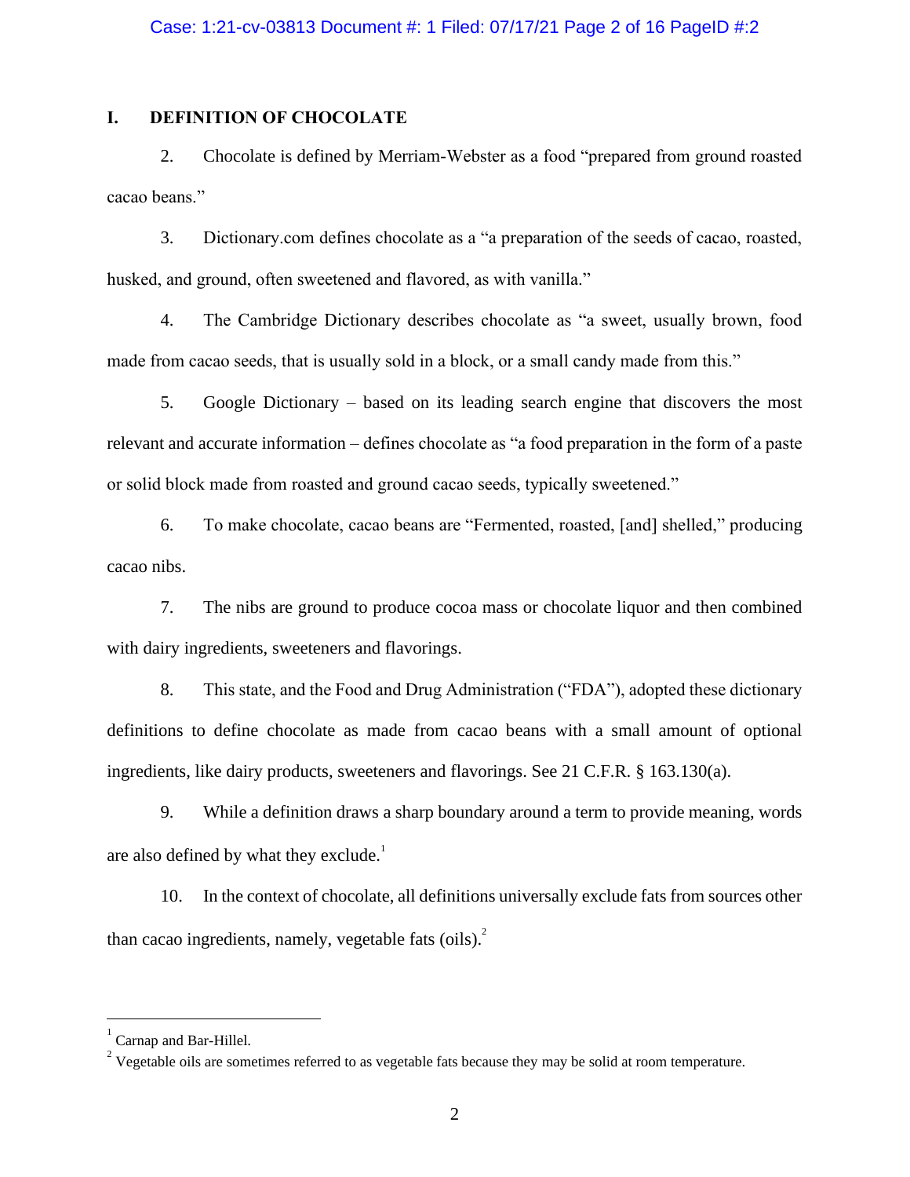## I. DEFINITION OF CHOCOLATE

2. Chocolate is defined by Merriam-Webster as a food "prepared from ground roasted cacao beans."

3. Dictionary.com defines chocolate as a "preparation of the seeds of cacao, roasted, husked, and ground, often sweetened and flavored, as with vanilla."

4. The Cambridge Dictionary describes chocolate as "a sweet, usually brown, food made from cacao seeds, that is usually sold in a block, or a small candy made from this."

5. Google Dictionary – based on its leading search engine that discovers the most relevant and accurate information – defines chocolate as "a food preparation in the form of a paste or solid block made from roasted and ground cacao seeds, typically sweetened."

6. To make chocolate, cacao beans are "Fermented, roasted, [and] shelled," producing cacao nibs.

7. The nibs are ground to produce cocoa mass or chocolate liquor and then combined with dairy ingredients, sweeteners and flavorings.

8. This state, and the Food and Drug Administration ("FDA"), adopted these dictionary definitions to define chocolate as made from cacao beans with a small amount of optional ingredients, like dairy products, sweeteners and flavorings. See 21 C.F.R. § 163.130(a).

9. While a definition draws a sharp boundary around a term to provide meaning, words are also defined by what they exclude.[1]

10. In the context of chocolate, all definitions universally exclude fats from sources other than cacao ingredients, namely, vegetable fats (oils).[2]

---

[1] Carnap and Bar-Hillel.

[2] Vegetable oils are sometimes referred to as vegetable fats because they may be solid at room temperature.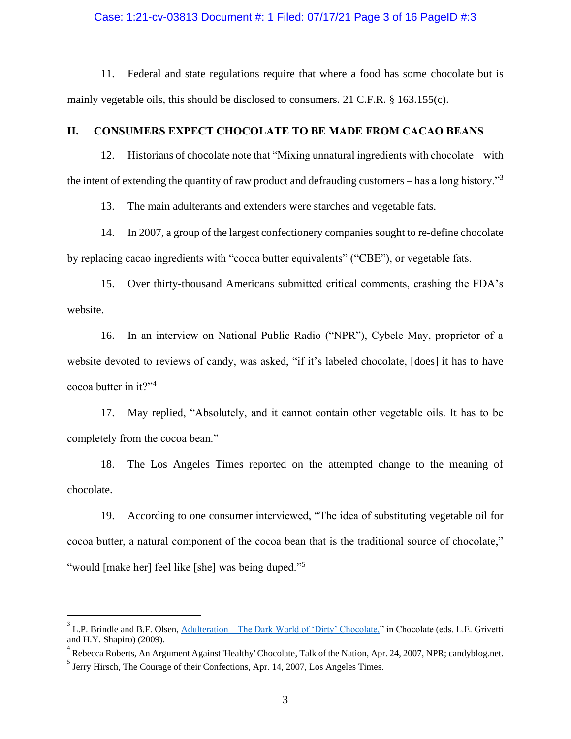11. Federal and state regulations require that where a food has some chocolate but is mainly vegetable oils, this should be disclosed to consumers. 21 C.F.R. § 163.155(c).

## II. CONSUMERS EXPECT CHOCOLATE TO BE MADE FROM CACAO BEANS

12. Historians of chocolate note that "Mixing unnatural ingredients with chocolate – with the intent of extending the quantity of raw product and defrauding customers – has a long history."[3]

13. The main adulterants and extenders were starches and vegetable fats.

14. In 2007, a group of the largest confectionery companies sought to re-define chocolate by replacing cacao ingredients with "cocoa butter equivalents" ("CBE"), or vegetable fats.

15. Over thirty-thousand Americans submitted critical comments, crashing the FDA's website.

16. In an interview on National Public Radio ("NPR"), Cybele May, proprietor of a website devoted to reviews of candy, was asked, "if it's labeled chocolate, [does] it has to have cocoa butter in it?"[4]

17. May replied, "Absolutely, and it cannot contain other vegetable oils. It has to be completely from the cocoa bean."

18. The Los Angeles Times reported on the attempted change to the meaning of chocolate.

19. According to one consumer interviewed, "The idea of substituting vegetable oil for cocoa butter, a natural component of the cocoa bean that is the traditional source of chocolate," "would [make her] feel like [she] was being duped."[5]

---

[3] L.P. Brindle and B.F. Olsen, Adulteration – The Dark World of 'Dirty' Chocolate," in Chocolate (eds. L.E. Grivetti and H.Y. Shapiro) (2009).

[4] Rebecca Roberts, An Argument Against 'Healthy' Chocolate, Talk of the Nation, Apr. 24, 2007, NPR; candyblog.net.

[5] Jerry Hirsch, The Courage of their Confections, Apr. 14, 2007, Los Angeles Times.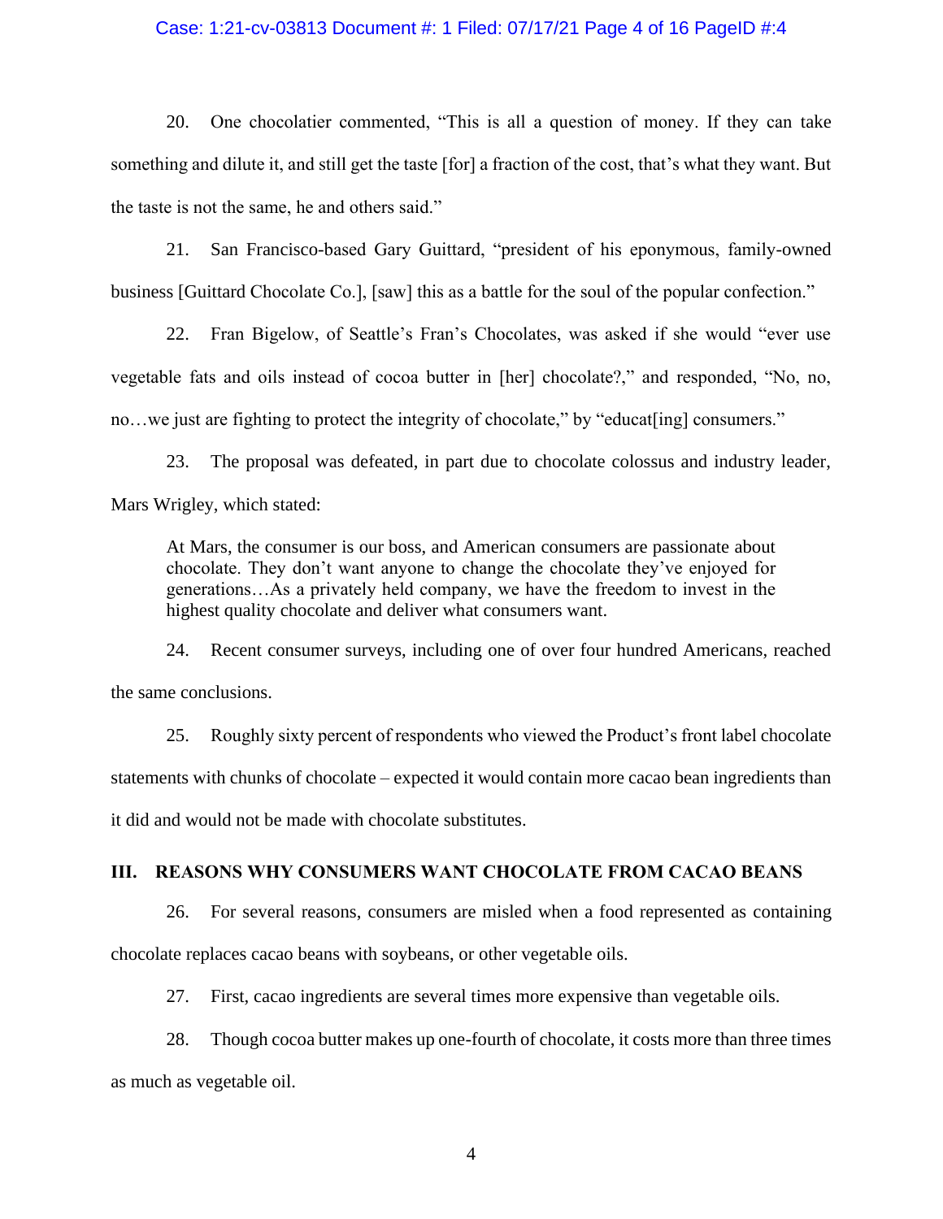20. One chocolatier commented, "This is all a question of money. If they can take something and dilute it, and still get the taste [for] a fraction of the cost, that's what they want. But the taste is not the same, he and others said."

21. San Francisco-based Gary Guittard, "president of his eponymous, family-owned business [Guittard Chocolate Co.], [saw] this as a battle for the soul of the popular confection."

22. Fran Bigelow, of Seattle's Fran's Chocolates, was asked if she would "ever use vegetable fats and oils instead of cocoa butter in [her] chocolate?," and responded, "No, no, no…we just are fighting to protect the integrity of chocolate," by "educat[ing] consumers."

23. The proposal was defeated, in part due to chocolate colossus and industry leader, Mars Wrigley, which stated:

> At Mars, the consumer is our boss, and American consumers are passionate about chocolate. They don't want anyone to change the chocolate they've enjoyed for generations…As a privately held company, we have the freedom to invest in the highest quality chocolate and deliver what consumers want.

24. Recent consumer surveys, including one of over four hundred Americans, reached the same conclusions.

25. Roughly sixty percent of respondents who viewed the Product's front label chocolate statements with chunks of chocolate – expected it would contain more cacao bean ingredients than it did and would not be made with chocolate substitutes.

## III. REASONS WHY CONSUMERS WANT CHOCOLATE FROM CACAO BEANS

26. For several reasons, consumers are misled when a food represented as containing chocolate replaces cacao beans with soybeans, or other vegetable oils.

27. First, cacao ingredients are several times more expensive than vegetable oils.

28. Though cocoa butter makes up one-fourth of chocolate, it costs more than three times as much as vegetable oil.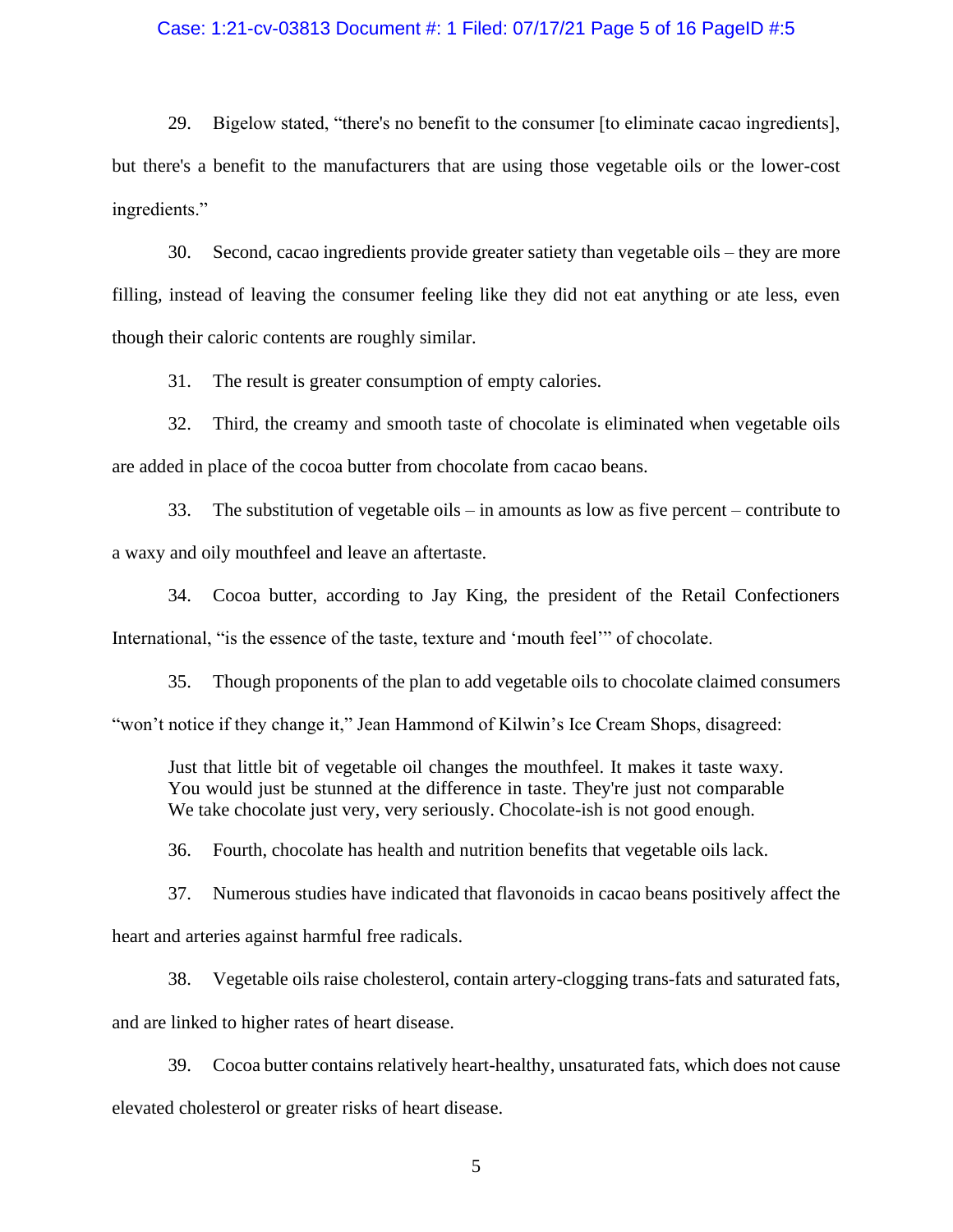29. Bigelow stated, "there's no benefit to the consumer [to eliminate cacao ingredients], but there's a benefit to the manufacturers that are using those vegetable oils or the lower-cost ingredients."

30. Second, cacao ingredients provide greater satiety than vegetable oils – they are more filling, instead of leaving the consumer feeling like they did not eat anything or ate less, even though their caloric contents are roughly similar.

31. The result is greater consumption of empty calories.

32. Third, the creamy and smooth taste of chocolate is eliminated when vegetable oils are added in place of the cocoa butter from chocolate from cacao beans.

33. The substitution of vegetable oils – in amounts as low as five percent – contribute to a waxy and oily mouthfeel and leave an aftertaste.

34. Cocoa butter, according to Jay King, the president of the Retail Confectioners International, "is the essence of the taste, texture and 'mouth feel'" of chocolate.

35. Though proponents of the plan to add vegetable oils to chocolate claimed consumers "won't notice if they change it," Jean Hammond of Kilwin's Ice Cream Shops, disagreed:

> Just that little bit of vegetable oil changes the mouthfeel. It makes it taste waxy. You would just be stunned at the difference in taste. They're just not comparable We take chocolate just very, very seriously. Chocolate-ish is not good enough.

36. Fourth, chocolate has health and nutrition benefits that vegetable oils lack.

37. Numerous studies have indicated that flavonoids in cacao beans positively affect the heart and arteries against harmful free radicals.

38. Vegetable oils raise cholesterol, contain artery-clogging trans-fats and saturated fats, and are linked to higher rates of heart disease.

39. Cocoa butter contains relatively heart-healthy, unsaturated fats, which does not cause elevated cholesterol or greater risks of heart disease.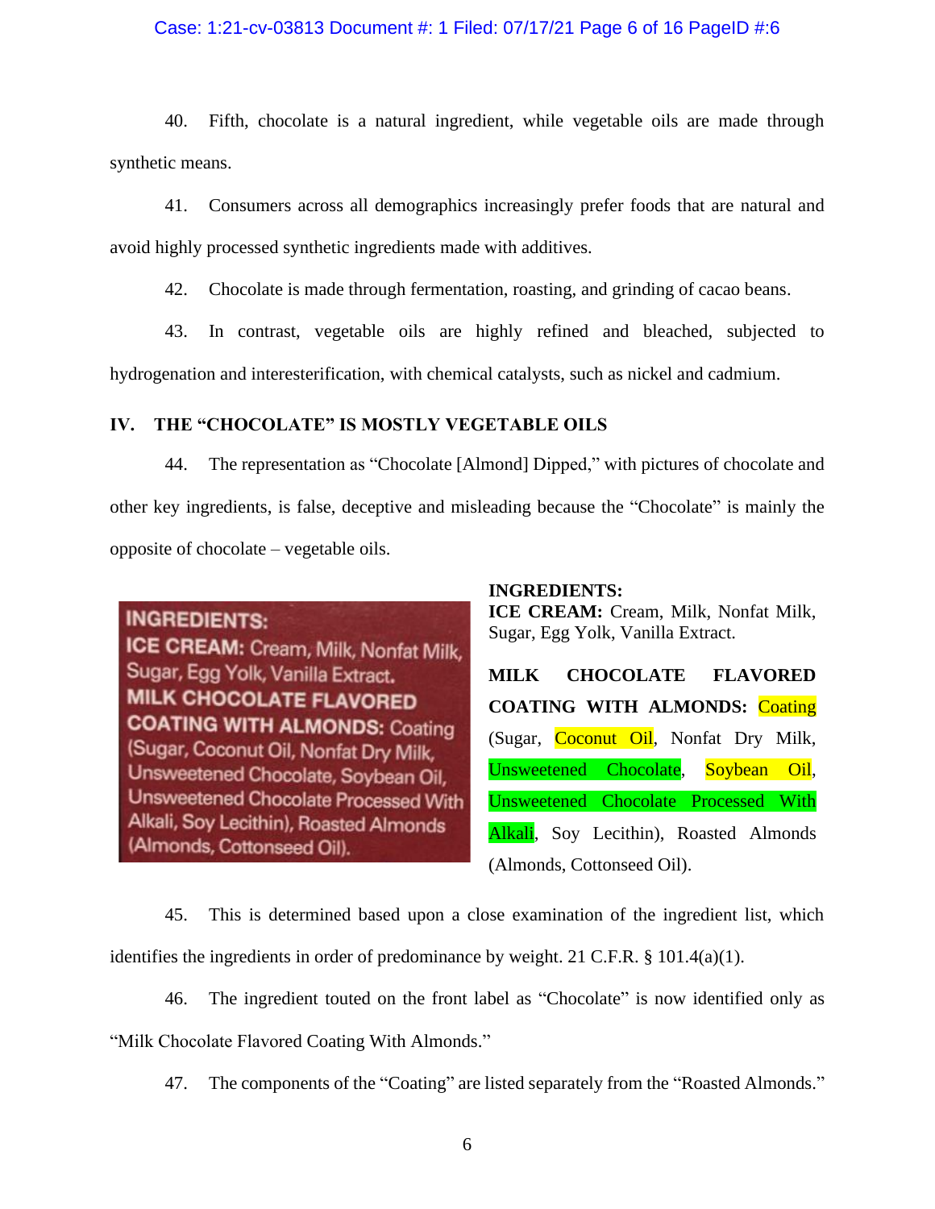40. Fifth, chocolate is a natural ingredient, while vegetable oils are made through synthetic means.

41. Consumers across all demographics increasingly prefer foods that are natural and avoid highly processed synthetic ingredients made with additives.

42. Chocolate is made through fermentation, roasting, and grinding of cacao beans.

43. In contrast, vegetable oils are highly refined and bleached, subjected to hydrogenation and interesterification, with chemical catalysts, such as nickel and cadmium.

## IV. THE "CHOCOLATE" IS MOSTLY VEGETABLE OILS

44. The representation as "Chocolate [Almond] Dipped," with pictures of chocolate and other key ingredients, is false, deceptive and misleading because the "Chocolate" is mainly the opposite of chocolate – vegetable oils.

**INGREDIENTS:**
**ICE CREAM:** Cream, Milk, Nonfat Milk, Sugar, Egg Yolk, Vanilla Extract. **MILK CHOCOLATE FLAVORED COATING WITH ALMONDS:** Coating (Sugar, Coconut Oil, Nonfat Dry Milk, Unsweetened Chocolate, Soybean Oil, Unsweetened Chocolate Processed With Alkali, Soy Lecithin), Roasted Almonds (Almonds, Cottonseed Oil).

**INGREDIENTS:**
**ICE CREAM:** Cream, Milk, Nonfat Milk, Sugar, Egg Yolk, Vanilla Extract.

**MILK CHOCOLATE FLAVORED COATING WITH ALMONDS:** Coating (Sugar, Coconut Oil, Nonfat Dry Milk, Unsweetened Chocolate, Soybean Oil, Unsweetened Chocolate Processed With Alkali, Soy Lecithin), Roasted Almonds (Almonds, Cottonseed Oil).

45. This is determined based upon a close examination of the ingredient list, which identifies the ingredients in order of predominance by weight. 21 C.F.R. § 101.4(a)(1).

46. The ingredient touted on the front label as "Chocolate" is now identified only as "Milk Chocolate Flavored Coating With Almonds."

47. The components of the "Coating" are listed separately from the "Roasted Almonds."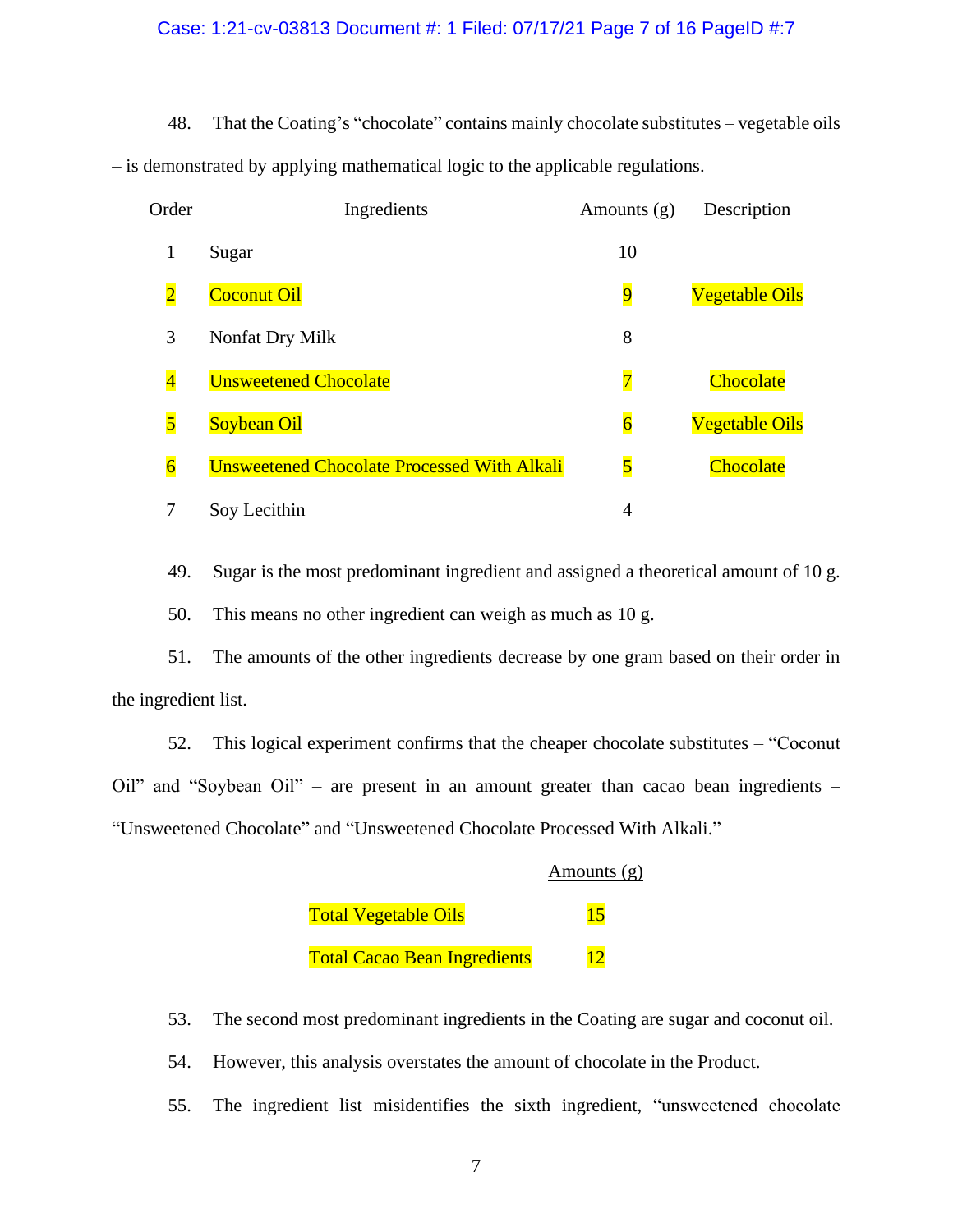48. That the Coating's "chocolate" contains mainly chocolate substitutes – vegetable oils – is demonstrated by applying mathematical logic to the applicable regulations.

| Order | Ingredients | Amounts (g) | Description |
|---|---|---|---|
| 1 | Sugar | 10 | |
| 2 | Coconut Oil | 9 | Vegetable Oils |
| 3 | Nonfat Dry Milk | 8 | |
| 4 | Unsweetened Chocolate | 7 | Chocolate |
| 5 | Soybean Oil | 6 | Vegetable Oils |
| 6 | Unsweetened Chocolate Processed With Alkali | 5 | Chocolate |
| 7 | Soy Lecithin | 4 | |

49. Sugar is the most predominant ingredient and assigned a theoretical amount of 10 g.

50. This means no other ingredient can weigh as much as 10 g.

51. The amounts of the other ingredients decrease by one gram based on their order in the ingredient list.

52. This logical experiment confirms that the cheaper chocolate substitutes – "Coconut Oil" and "Soybean Oil" – are present in an amount greater than cacao bean ingredients – "Unsweetened Chocolate" and "Unsweetened Chocolate Processed With Alkali."

| | Amounts (g) |
|---|---|
| Total Vegetable Oils | 15 |
| Total Cacao Bean Ingredients | 12 |

53. The second most predominant ingredients in the Coating are sugar and coconut oil.

54. However, this analysis overstates the amount of chocolate in the Product.

55. The ingredient list misidentifies the sixth ingredient, "unsweetened chocolate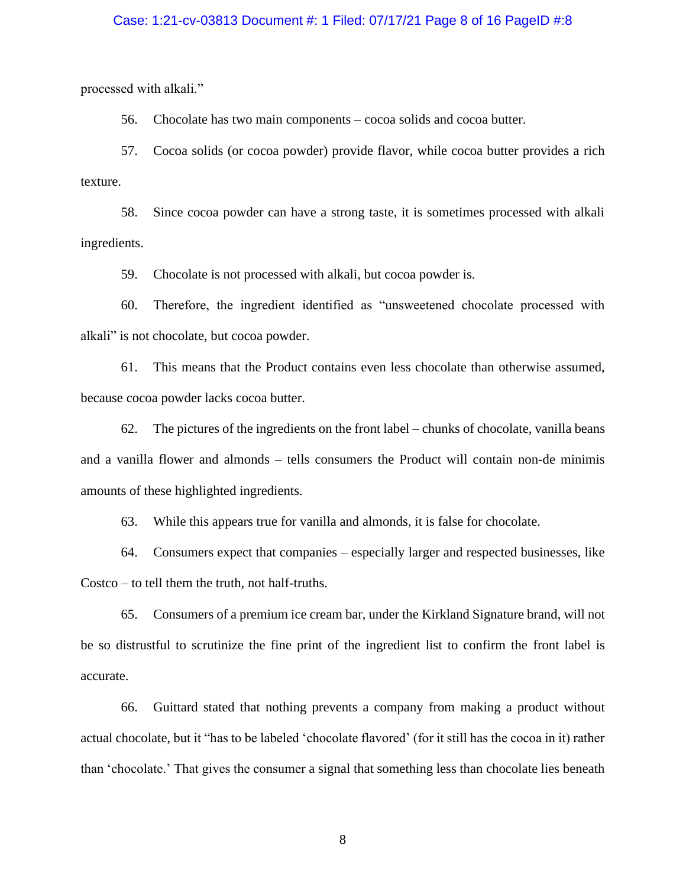processed with alkali."

56. Chocolate has two main components – cocoa solids and cocoa butter.

57. Cocoa solids (or cocoa powder) provide flavor, while cocoa butter provides a rich texture.

58. Since cocoa powder can have a strong taste, it is sometimes processed with alkali ingredients.

59. Chocolate is not processed with alkali, but cocoa powder is.

60. Therefore, the ingredient identified as "unsweetened chocolate processed with alkali" is not chocolate, but cocoa powder.

61. This means that the Product contains even less chocolate than otherwise assumed, because cocoa powder lacks cocoa butter.

62. The pictures of the ingredients on the front label – chunks of chocolate, vanilla beans and a vanilla flower and almonds – tells consumers the Product will contain non-de minimis amounts of these highlighted ingredients.

63. While this appears true for vanilla and almonds, it is false for chocolate.

64. Consumers expect that companies – especially larger and respected businesses, like Costco – to tell them the truth, not half-truths.

65. Consumers of a premium ice cream bar, under the Kirkland Signature brand, will not be so distrustful to scrutinize the fine print of the ingredient list to confirm the front label is accurate.

66. Guittard stated that nothing prevents a company from making a product without actual chocolate, but it "has to be labeled 'chocolate flavored' (for it still has the cocoa in it) rather than 'chocolate.' That gives the consumer a signal that something less than chocolate lies beneath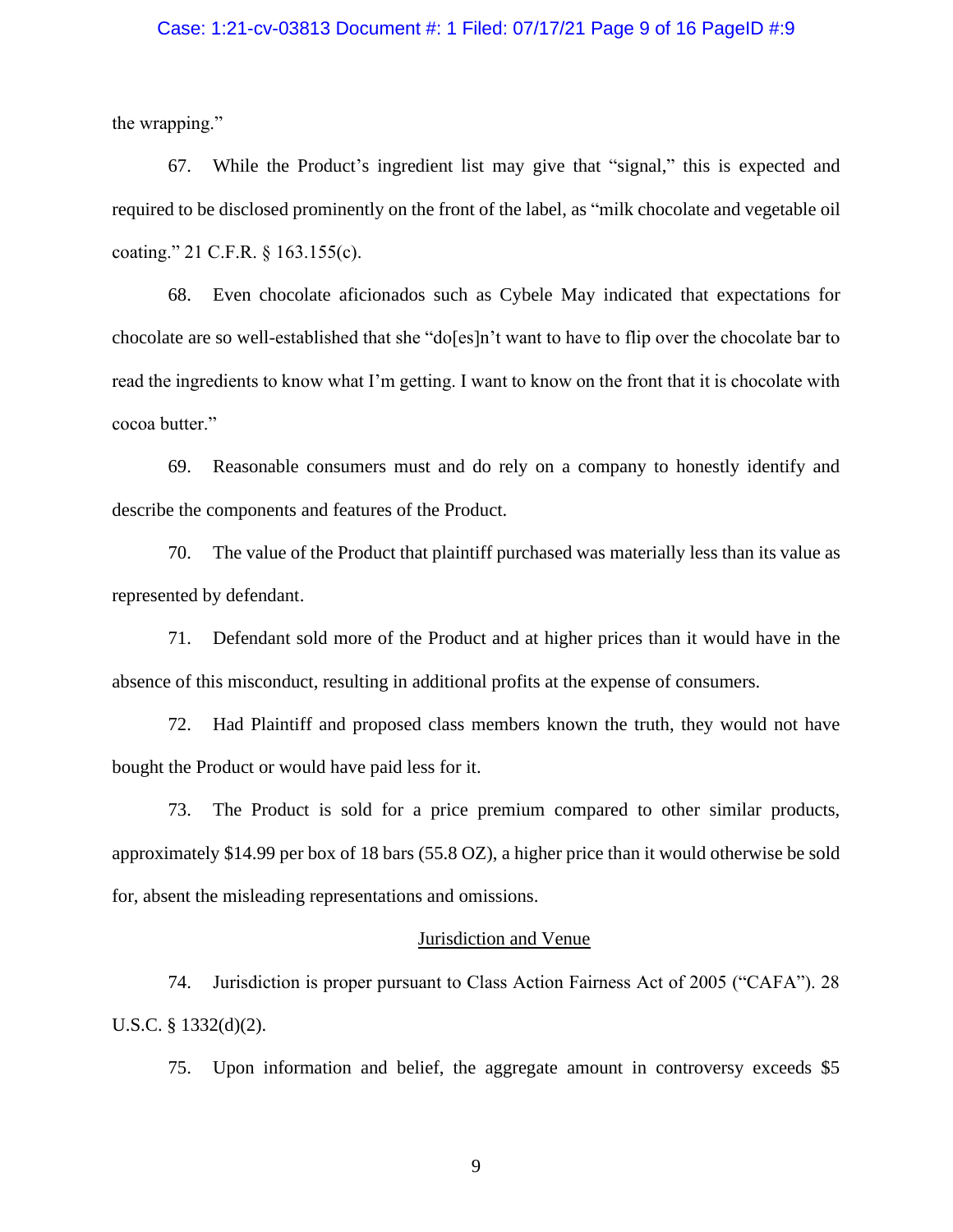the wrapping."

67. While the Product's ingredient list may give that "signal," this is expected and required to be disclosed prominently on the front of the label, as "milk chocolate and vegetable oil coating." 21 C.F.R. § 163.155(c).

68. Even chocolate aficionados such as Cybele May indicated that expectations for chocolate are so well-established that she "do[es]n't want to have to flip over the chocolate bar to read the ingredients to know what I'm getting. I want to know on the front that it is chocolate with cocoa butter."

69. Reasonable consumers must and do rely on a company to honestly identify and describe the components and features of the Product.

70. The value of the Product that plaintiff purchased was materially less than its value as represented by defendant.

71. Defendant sold more of the Product and at higher prices than it would have in the absence of this misconduct, resulting in additional profits at the expense of consumers.

72. Had Plaintiff and proposed class members known the truth, they would not have bought the Product or would have paid less for it.

73. The Product is sold for a price premium compared to other similar products, approximately $14.99 per box of 18 bars (55.8 OZ), a higher price than it would otherwise be sold for, absent the misleading representations and omissions.

<u>Jurisdiction and Venue</u>

74. Jurisdiction is proper pursuant to Class Action Fairness Act of 2005 ("CAFA"). 28 U.S.C. § 1332(d)(2).

75. Upon information and belief, the aggregate amount in controversy exceeds $5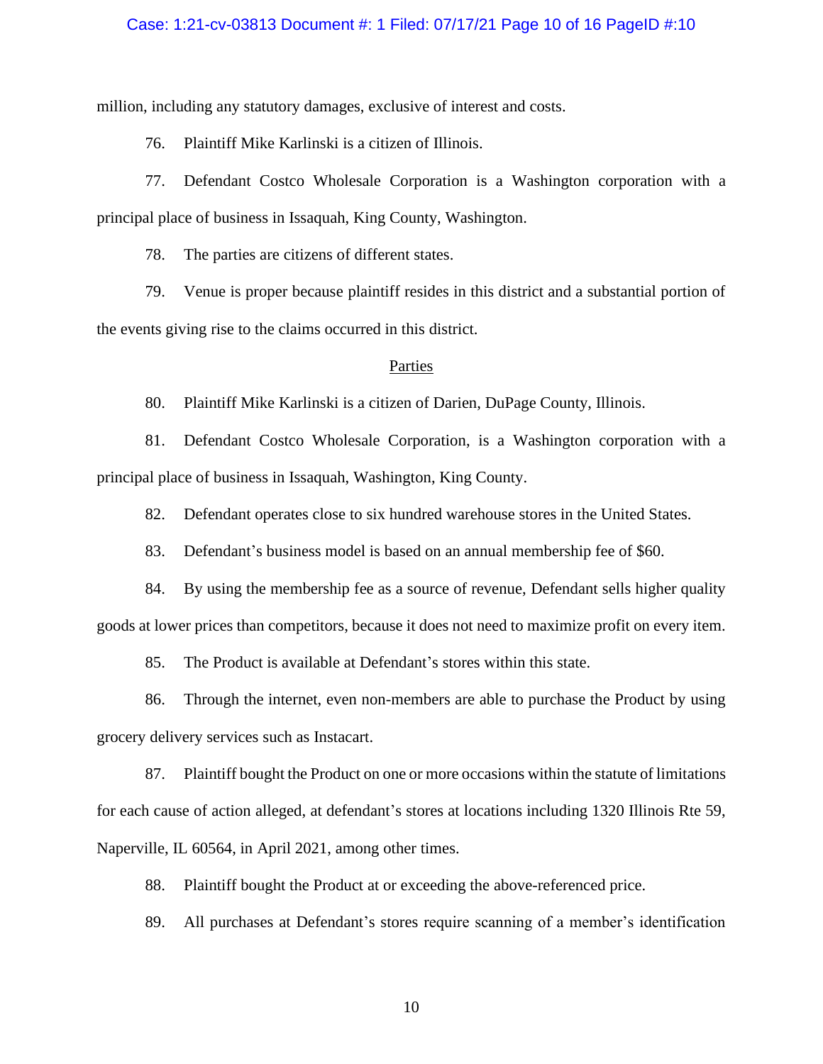million, including any statutory damages, exclusive of interest and costs.

76. Plaintiff Mike Karlinski is a citizen of Illinois.

77. Defendant Costco Wholesale Corporation is a Washington corporation with a principal place of business in Issaquah, King County, Washington.

78. The parties are citizens of different states.

79. Venue is proper because plaintiff resides in this district and a substantial portion of the events giving rise to the claims occurred in this district.

<u>Parties</u>

80. Plaintiff Mike Karlinski is a citizen of Darien, DuPage County, Illinois.

81. Defendant Costco Wholesale Corporation, is a Washington corporation with a principal place of business in Issaquah, Washington, King County.

82. Defendant operates close to six hundred warehouse stores in the United States.

83. Defendant's business model is based on an annual membership fee of $60.

84. By using the membership fee as a source of revenue, Defendant sells higher quality goods at lower prices than competitors, because it does not need to maximize profit on every item.

85. The Product is available at Defendant's stores within this state.

86. Through the internet, even non-members are able to purchase the Product by using grocery delivery services such as Instacart.

87. Plaintiff bought the Product on one or more occasions within the statute of limitations for each cause of action alleged, at defendant's stores at locations including 1320 Illinois Rte 59, Naperville, IL 60564, in April 2021, among other times.

88. Plaintiff bought the Product at or exceeding the above-referenced price.

89. All purchases at Defendant's stores require scanning of a member's identification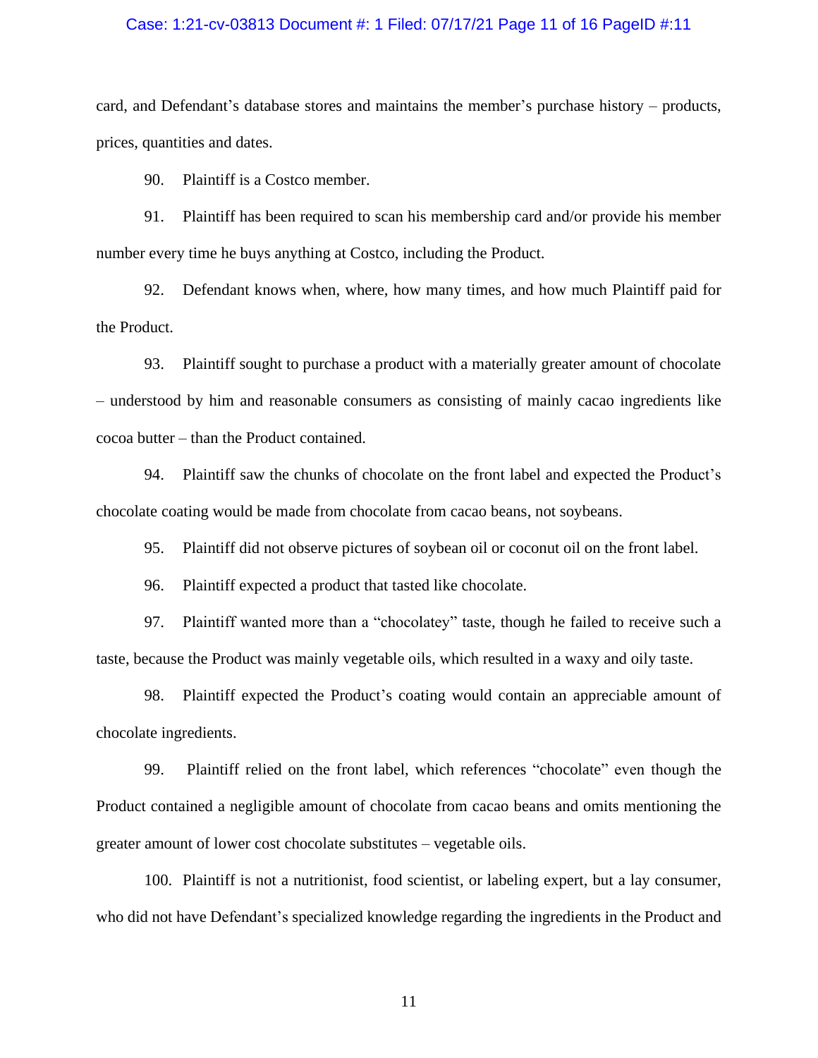card, and Defendant's database stores and maintains the member's purchase history – products, prices, quantities and dates.

90. Plaintiff is a Costco member.

91. Plaintiff has been required to scan his membership card and/or provide his member number every time he buys anything at Costco, including the Product.

92. Defendant knows when, where, how many times, and how much Plaintiff paid for the Product.

93. Plaintiff sought to purchase a product with a materially greater amount of chocolate – understood by him and reasonable consumers as consisting of mainly cacao ingredients like cocoa butter – than the Product contained.

94. Plaintiff saw the chunks of chocolate on the front label and expected the Product's chocolate coating would be made from chocolate from cacao beans, not soybeans.

95. Plaintiff did not observe pictures of soybean oil or coconut oil on the front label.

96. Plaintiff expected a product that tasted like chocolate.

97. Plaintiff wanted more than a "chocolatey" taste, though he failed to receive such a taste, because the Product was mainly vegetable oils, which resulted in a waxy and oily taste.

98. Plaintiff expected the Product's coating would contain an appreciable amount of chocolate ingredients.

99. Plaintiff relied on the front label, which references "chocolate" even though the Product contained a negligible amount of chocolate from cacao beans and omits mentioning the greater amount of lower cost chocolate substitutes – vegetable oils.

100. Plaintiff is not a nutritionist, food scientist, or labeling expert, but a lay consumer, who did not have Defendant's specialized knowledge regarding the ingredients in the Product and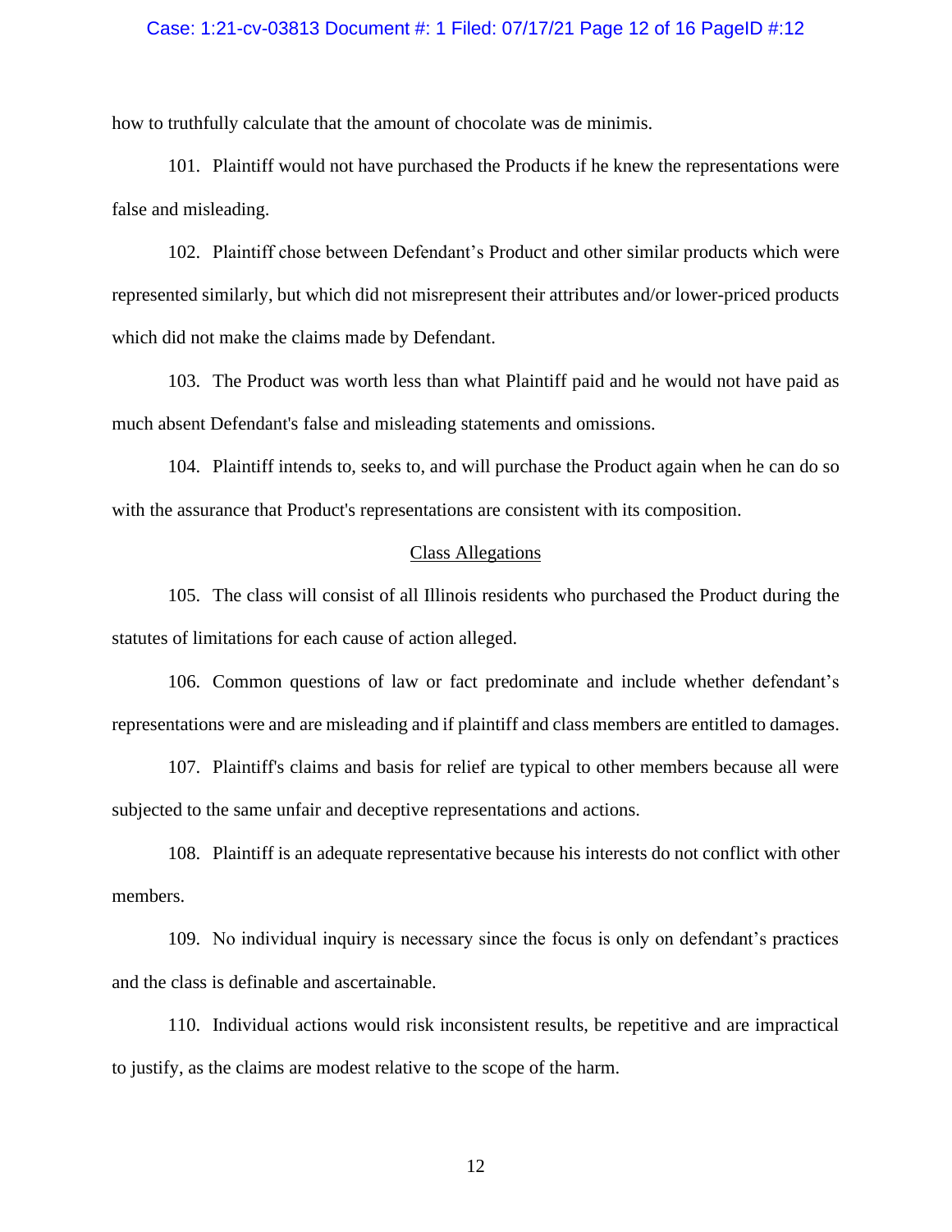how to truthfully calculate that the amount of chocolate was de minimis.

101. Plaintiff would not have purchased the Products if he knew the representations were false and misleading.

102. Plaintiff chose between Defendant's Product and other similar products which were represented similarly, but which did not misrepresent their attributes and/or lower-priced products which did not make the claims made by Defendant.

103. The Product was worth less than what Plaintiff paid and he would not have paid as much absent Defendant's false and misleading statements and omissions.

104. Plaintiff intends to, seeks to, and will purchase the Product again when he can do so with the assurance that Product's representations are consistent with its composition.

## Class Allegations

105. The class will consist of all Illinois residents who purchased the Product during the statutes of limitations for each cause of action alleged.

106. Common questions of law or fact predominate and include whether defendant's representations were and are misleading and if plaintiff and class members are entitled to damages.

107. Plaintiff's claims and basis for relief are typical to other members because all were subjected to the same unfair and deceptive representations and actions.

108. Plaintiff is an adequate representative because his interests do not conflict with other members.

109. No individual inquiry is necessary since the focus is only on defendant's practices and the class is definable and ascertainable.

110. Individual actions would risk inconsistent results, be repetitive and are impractical to justify, as the claims are modest relative to the scope of the harm.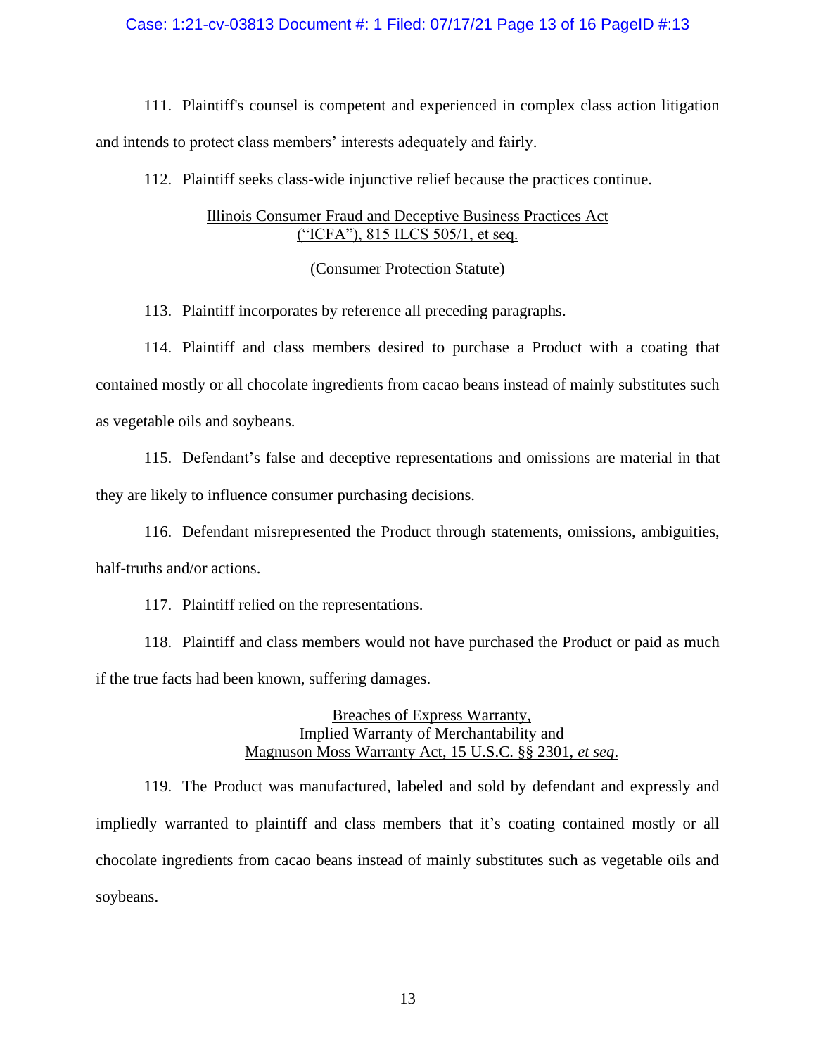111. Plaintiff's counsel is competent and experienced in complex class action litigation and intends to protect class members' interests adequately and fairly.

112. Plaintiff seeks class-wide injunctive relief because the practices continue.

<u>Illinois Consumer Fraud and Deceptive Business Practices Act</u>
<u>("ICFA"), 815 ILCS 505/1, et seq.</u>

<u>(Consumer Protection Statute)</u>

113. Plaintiff incorporates by reference all preceding paragraphs.

114. Plaintiff and class members desired to purchase a Product with a coating that contained mostly or all chocolate ingredients from cacao beans instead of mainly substitutes such as vegetable oils and soybeans.

115. Defendant's false and deceptive representations and omissions are material in that they are likely to influence consumer purchasing decisions.

116. Defendant misrepresented the Product through statements, omissions, ambiguities, half-truths and/or actions.

117. Plaintiff relied on the representations.

118. Plaintiff and class members would not have purchased the Product or paid as much if the true facts had been known, suffering damages.

<u>Breaches of Express Warranty,</u>
<u>Implied Warranty of Merchantability and</u>
<u>Magnuson Moss Warranty Act, 15 U.S.C. §§ 2301, *et seq*.</u>

119. The Product was manufactured, labeled and sold by defendant and expressly and impliedly warranted to plaintiff and class members that it's coating contained mostly or all chocolate ingredients from cacao beans instead of mainly substitutes such as vegetable oils and soybeans.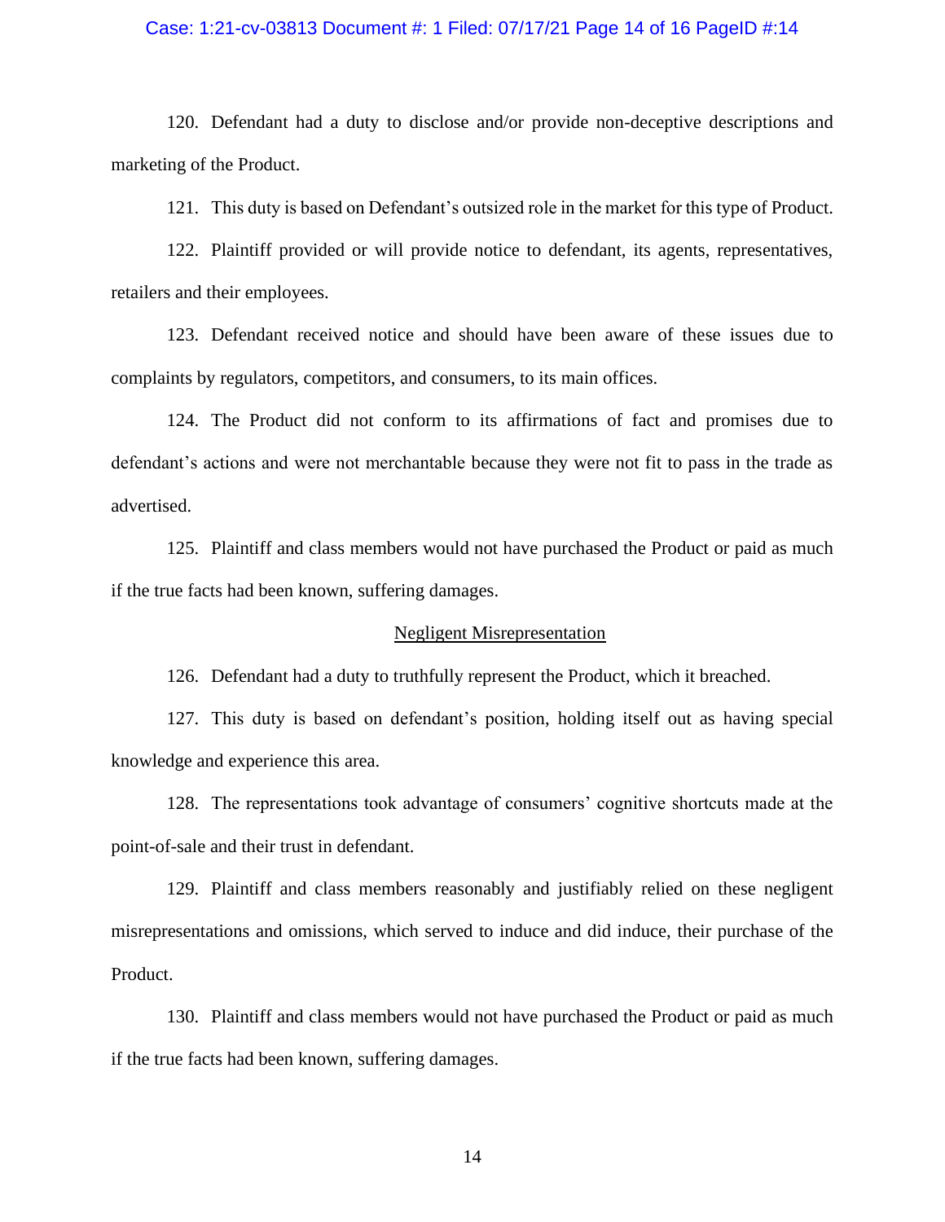120. Defendant had a duty to disclose and/or provide non-deceptive descriptions and marketing of the Product.

121. This duty is based on Defendant's outsized role in the market for this type of Product.

122. Plaintiff provided or will provide notice to defendant, its agents, representatives, retailers and their employees.

123. Defendant received notice and should have been aware of these issues due to complaints by regulators, competitors, and consumers, to its main offices.

124. The Product did not conform to its affirmations of fact and promises due to defendant's actions and were not merchantable because they were not fit to pass in the trade as advertised.

125. Plaintiff and class members would not have purchased the Product or paid as much if the true facts had been known, suffering damages.

## Negligent Misrepresentation

126. Defendant had a duty to truthfully represent the Product, which it breached.

127. This duty is based on defendant's position, holding itself out as having special knowledge and experience this area.

128. The representations took advantage of consumers' cognitive shortcuts made at the point-of-sale and their trust in defendant.

129. Plaintiff and class members reasonably and justifiably relied on these negligent misrepresentations and omissions, which served to induce and did induce, their purchase of the Product.

130. Plaintiff and class members would not have purchased the Product or paid as much if the true facts had been known, suffering damages.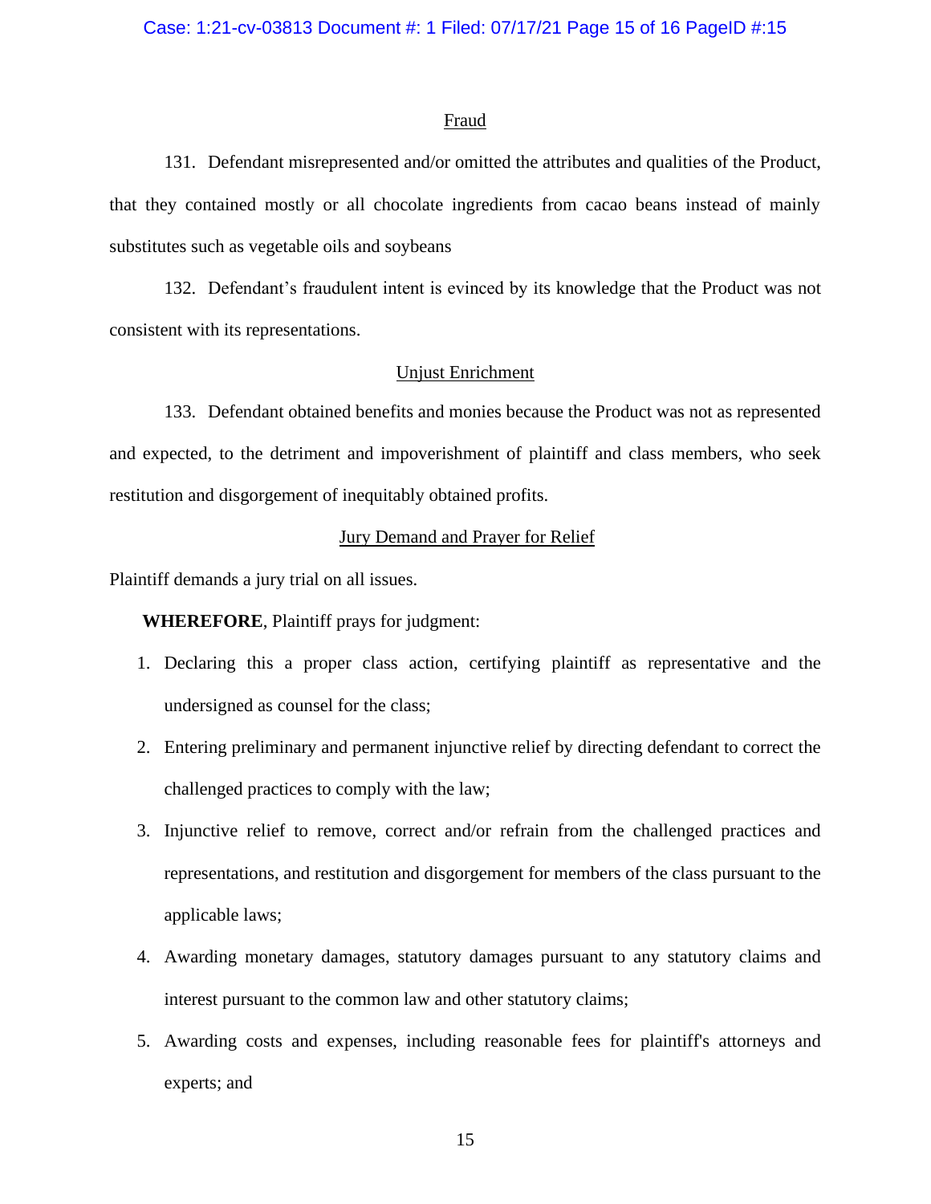Fraud

131. Defendant misrepresented and/or omitted the attributes and qualities of the Product, that they contained mostly or all chocolate ingredients from cacao beans instead of mainly substitutes such as vegetable oils and soybeans

132. Defendant's fraudulent intent is evinced by its knowledge that the Product was not consistent with its representations.

Unjust Enrichment

133. Defendant obtained benefits and monies because the Product was not as represented and expected, to the detriment and impoverishment of plaintiff and class members, who seek restitution and disgorgement of inequitably obtained profits.

Jury Demand and Prayer for Relief

Plaintiff demands a jury trial on all issues.

**WHEREFORE**, Plaintiff prays for judgment:

1. Declaring this a proper class action, certifying plaintiff as representative and the undersigned as counsel for the class;
2. Entering preliminary and permanent injunctive relief by directing defendant to correct the challenged practices to comply with the law;
3. Injunctive relief to remove, correct and/or refrain from the challenged practices and representations, and restitution and disgorgement for members of the class pursuant to the applicable laws;
4. Awarding monetary damages, statutory damages pursuant to any statutory claims and interest pursuant to the common law and other statutory claims;
5. Awarding costs and expenses, including reasonable fees for plaintiff's attorneys and experts; and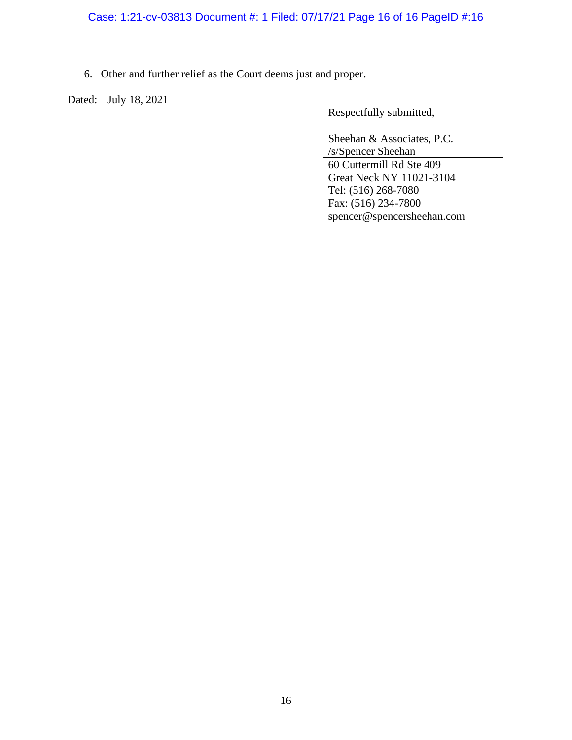6. Other and further relief as the Court deems just and proper.

Dated: July 18, 2021

Respectfully submitted,

Sheehan & Associates, P.C.
/s/Spencer Sheehan
60 Cuttermill Rd Ste 409
Great Neck NY 11021-3104
Tel: (516) 268-7080
Fax: (516) 234-7800
spencer@spencersheehan.com